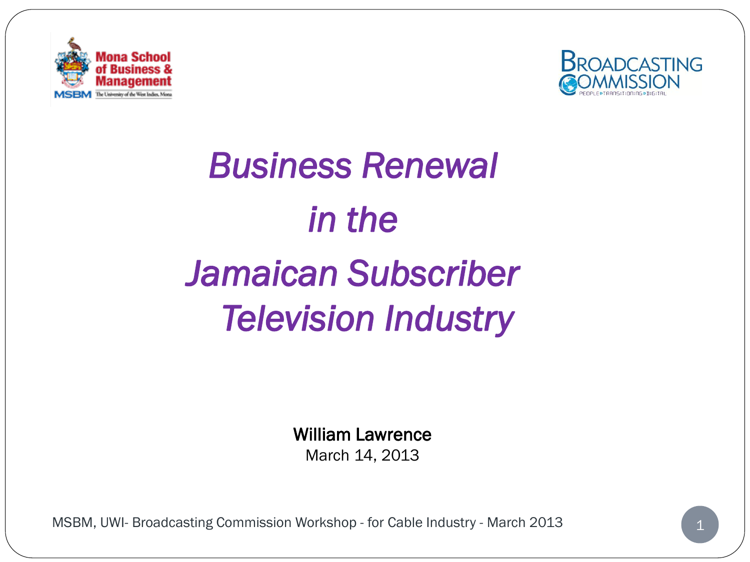Mona School of Business & Management

MSBM The University of the West Indies, Mona

BROADCASTING COMMISSION

PEOPLE TRANSITIONING DIGITAL

# *Business Renewal in the Jamaican Subscriber Television Industry*

**William Lawrence**

March 14, 2013

MSBM, UWI- Broadcasting Commission Workshop - for Cable Industry - March 2013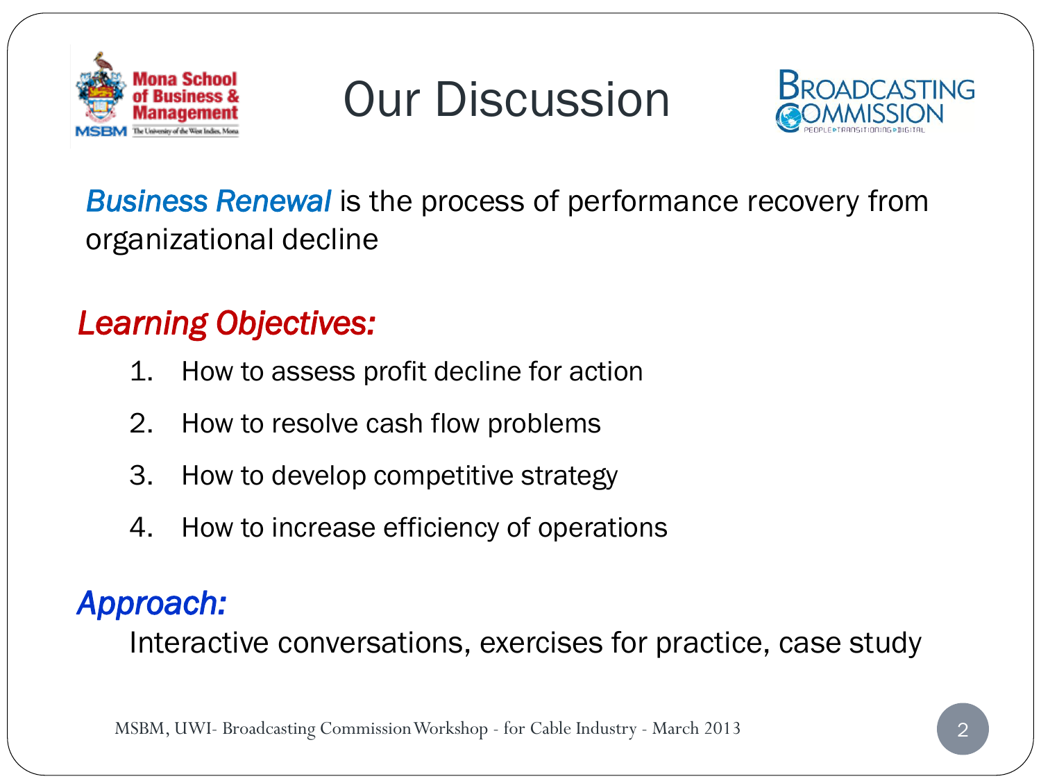# Our Discussion

*Business Renewal* is the process of performance recovery from organizational decline

## *Learning Objectives:*

1. How to assess profit decline for action
2. How to resolve cash flow problems
3. How to develop competitive strategy
4. How to increase efficiency of operations

## *Approach:*

Interactive conversations, exercises for practice, case study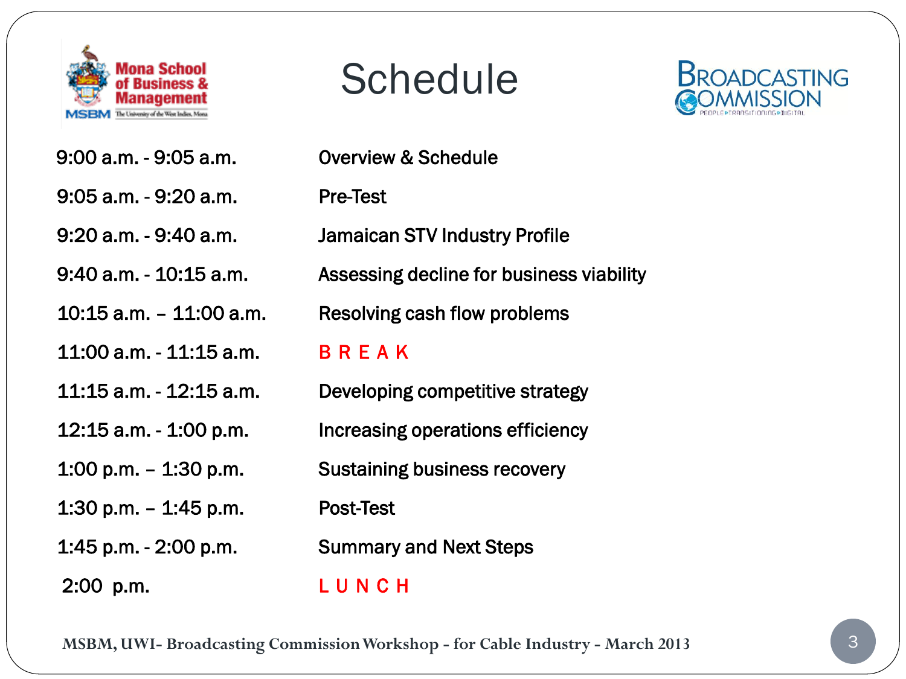# Schedule

| Time | Session |
|---|---|
| 9:00 a.m. - 9:05 a.m. | Overview & Schedule |
| 9:05 a.m. - 9:20 a.m. | Pre-Test |
| 9:20 a.m. - 9:40 a.m. | Jamaican STV Industry Profile |
| 9:40 a.m. - 10:15 a.m. | Assessing decline for business viability |
| 10:15 a.m. – 11:00 a.m. | Resolving cash flow problems |
| 11:00 a.m. - 11:15 a.m. | B R E A K |
| 11:15 a.m. - 12:15 a.m. | Developing competitive strategy |
| 12:15 a.m. - 1:00 p.m. | Increasing operations efficiency |
| 1:00 p.m. – 1:30 p.m. | Sustaining business recovery |
| 1:30 p.m. – 1:45 p.m. | Post-Test |
| 1:45 p.m. - 2:00 p.m. | Summary and Next Steps |
| 2:00 p.m. | L U N C H |

MSBM, UWI- Broadcasting Commission Workshop - for Cable Industry - March 2013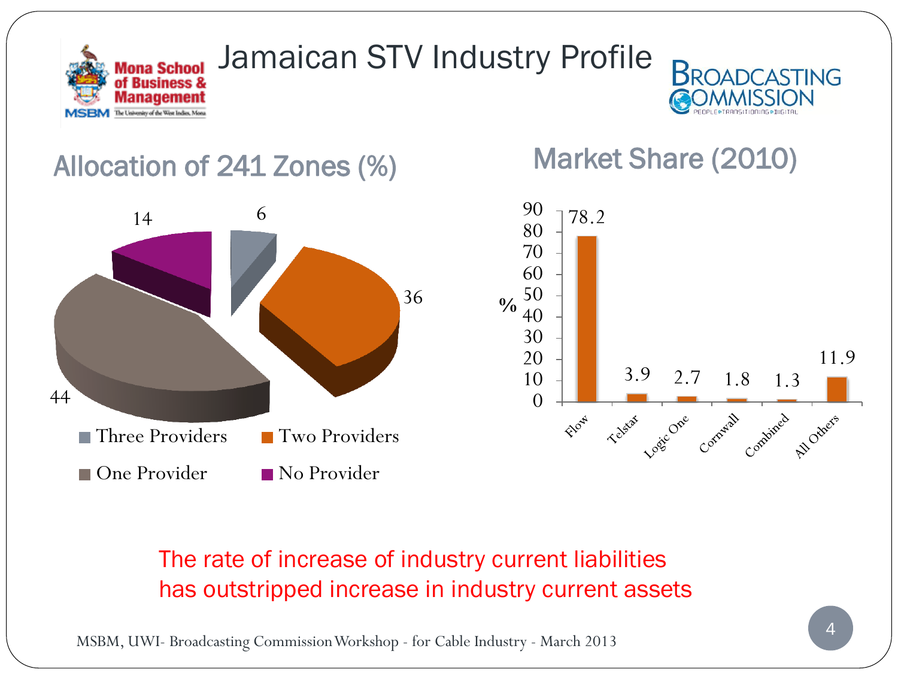# Jamaican STV Industry Profile

## Allocation of 241 Zones (%)

| Category | % |
|---|---|
| Three Providers | 6 |
| Two Providers | 36 |
| One Provider | 44 |
| No Provider | 14 |

## Market Share (2010)

| Provider | % |
|---|---|
| Flow | 78.2 |
| Telstar | 3.9 |
| Logic One | 2.7 |
| Cornwall | 1.8 |
| Combined | 1.3 |
| All Others | 11.9 |

The rate of increase of industry current liabilities has outstripped increase in industry current assets

MSBM, UWI- Broadcasting Commission Workshop - for Cable Industry - March 2013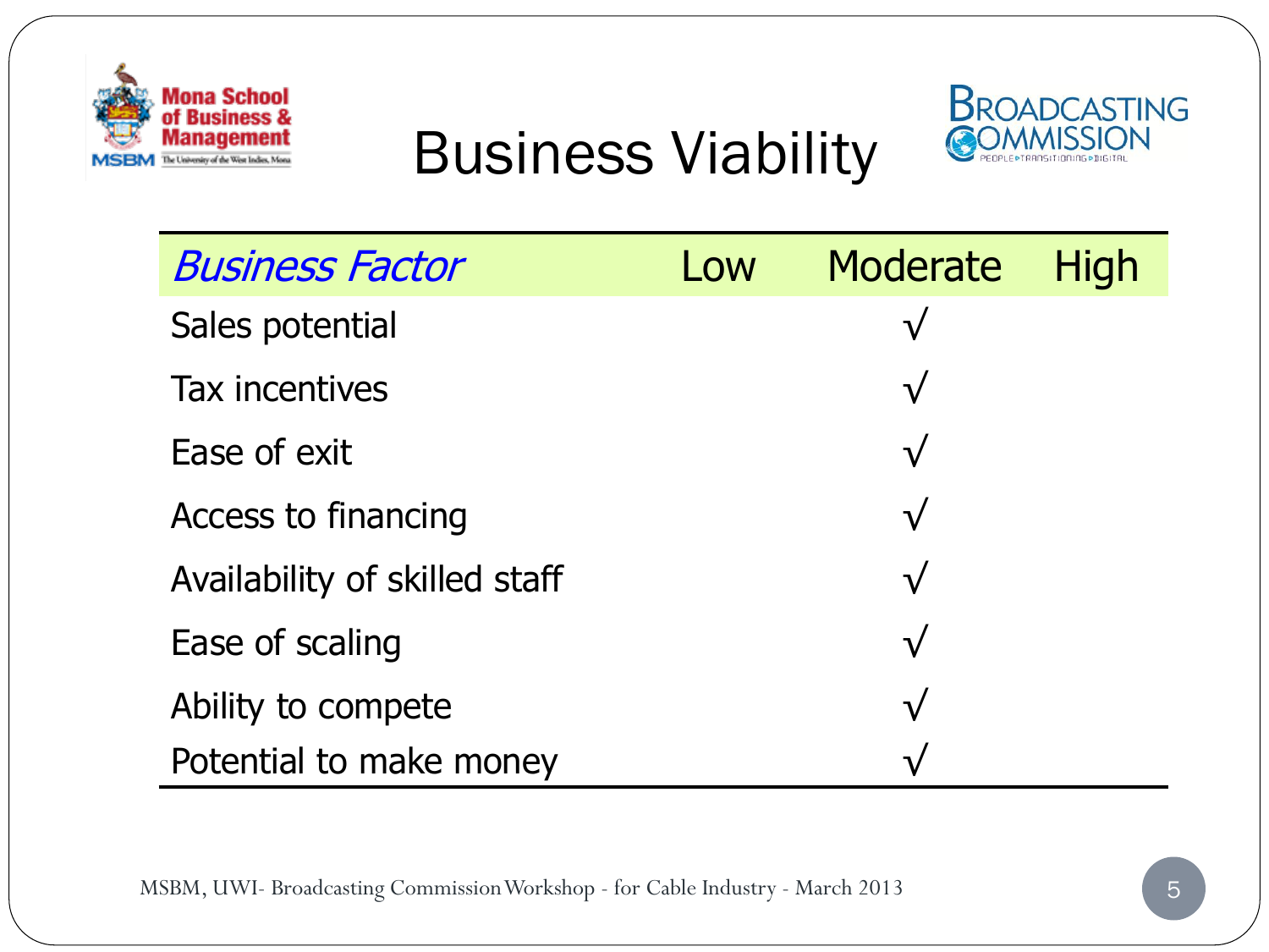# Business Viability

| *Business Factor* | Low | Moderate | High |
|---|---|---|---|
| Sales potential | | √ | |
| Tax incentives | | √ | |
| Ease of exit | | √ | |
| Access to financing | | √ | |
| Availability of skilled staff | | √ | |
| Ease of scaling | | √ | |
| Ability to compete | | √ | |
| Potential to make money | | √ | |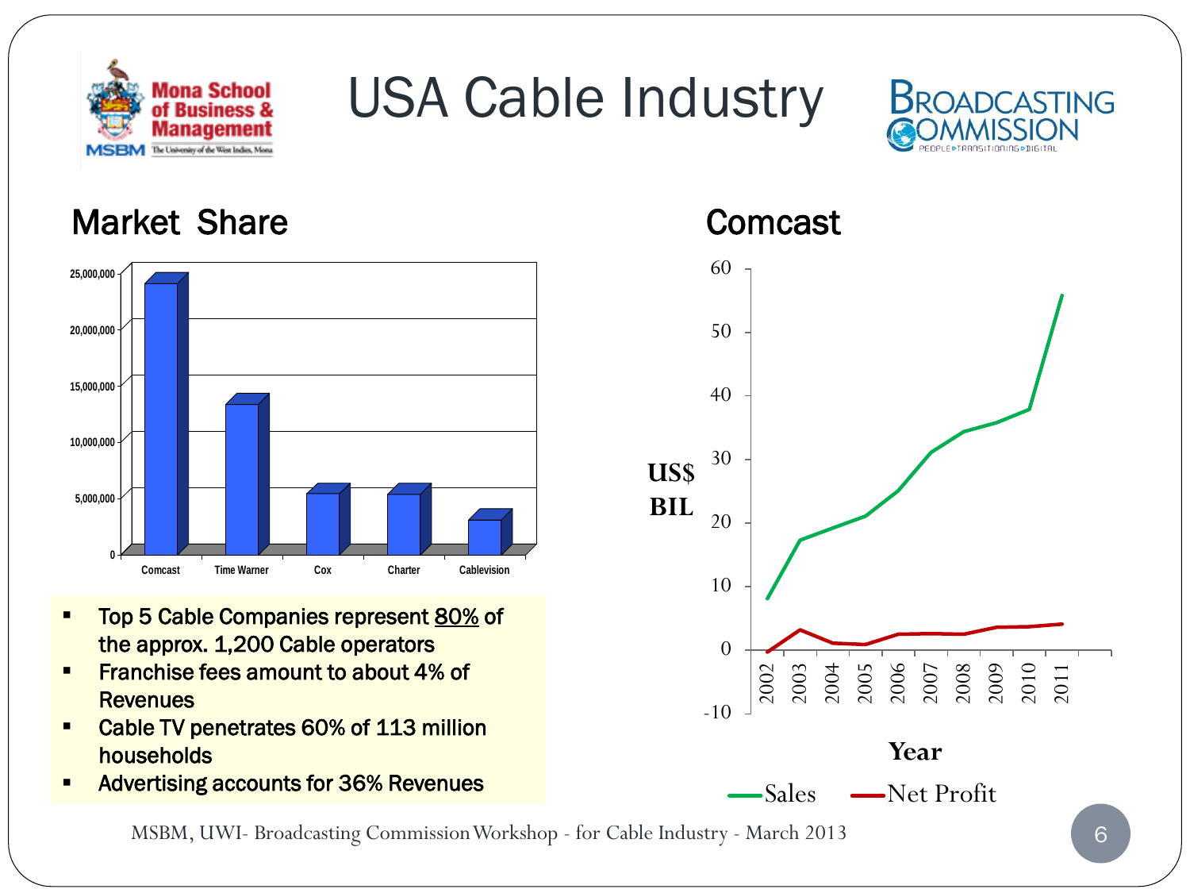# USA Cable Industry

## Market Share

- Top 5 Cable Companies represent 80% of the approx. 1,200 Cable operators
- Franchise fees amount to about 4% of Revenues
- Cable TV penetrates 60% of 113 million households
- Advertising accounts for 36% Revenues

## Comcast

MSBM, UWI- Broadcasting Commission Workshop - for Cable Industry - March 2013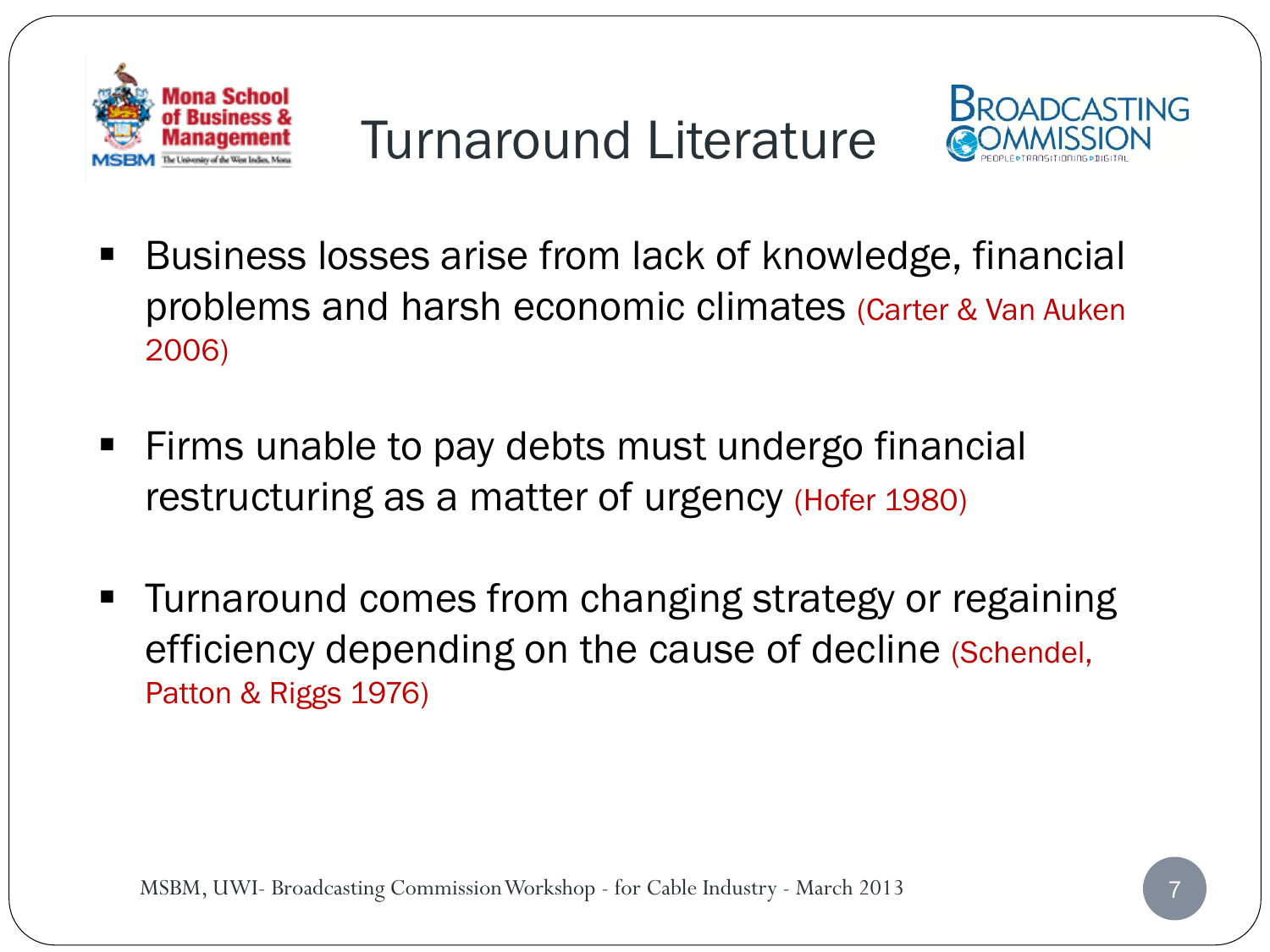# Turnaround Literature

- Business losses arise from lack of knowledge, financial problems and harsh economic climates (Carter & Van Auken 2006)
- Firms unable to pay debts must undergo financial restructuring as a matter of urgency (Hofer 1980)
- Turnaround comes from changing strategy or regaining efficiency depending on the cause of decline (Schendel, Patton & Riggs 1976)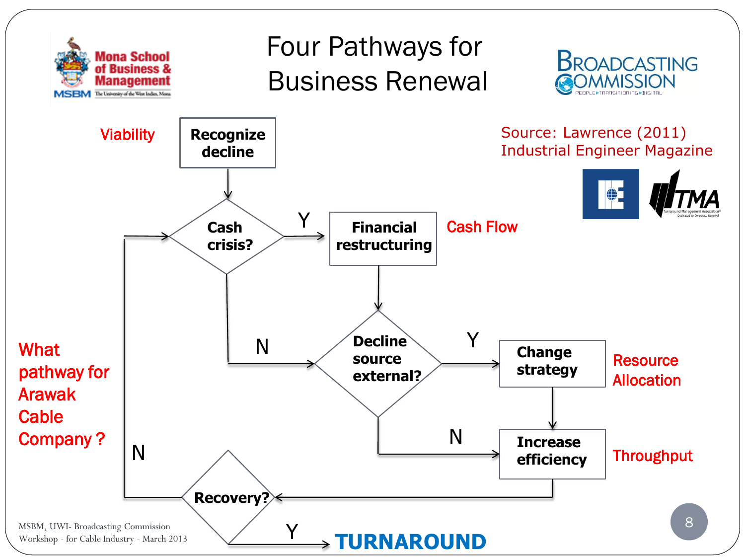# Four Pathways for Business Renewal

Source: Lawrence (2011) Industrial Engineer Magazine

- **Recognize decline** (Viability)
- **Cash crisis?**
  - Y → **Financial restructuring** (Cash Flow) → **Decline source external?**
  - N → **Decline source external?**
- **Decline source external?**
  - Y → **Change strategy** (Resource Allocation) → **Increase efficiency**
  - N → **Increase efficiency** (Throughput)
- **Increase efficiency** → **Recovery?**
  - Y → **TURNAROUND**
  - N → back to **Cash crisis?**

What pathway for Arawak Cable Company ?

MSBM, UWI- Broadcasting Commission Workshop - for Cable Industry - March 2013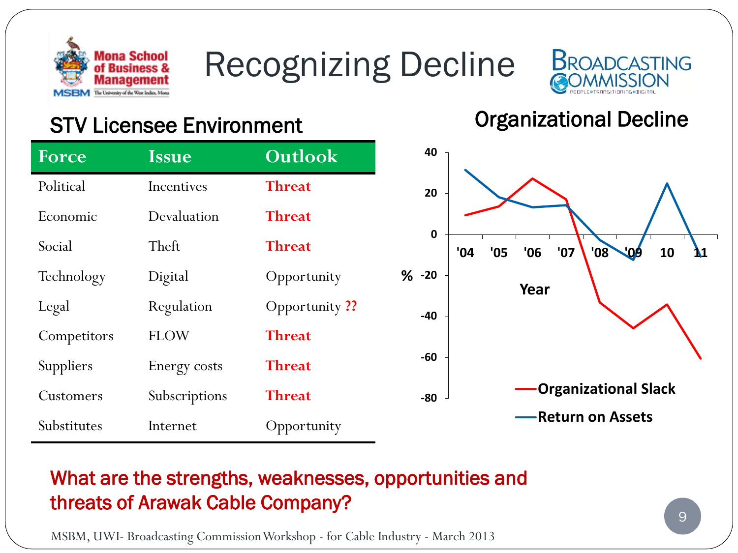# Recognizing Decline

## STV Licensee Environment

| Force | Issue | Outlook |
|---|---|---|
| Political | Incentives | **Threat** |
| Economic | Devaluation | **Threat** |
| Social | Theft | **Threat** |
| Technology | Digital | Opportunity |
| Legal | Regulation | Opportunity **??** |
| Competitors | FLOW | **Threat** |
| Suppliers | Energy costs | **Threat** |
| Customers | Subscriptions | **Threat** |
| Substitutes | Internet | Opportunity |

## Organizational Decline

What are the strengths, weaknesses, opportunities and threats of Arawak Cable Company?

MSBM, UWI- Broadcasting Commission Workshop - for Cable Industry - March 2013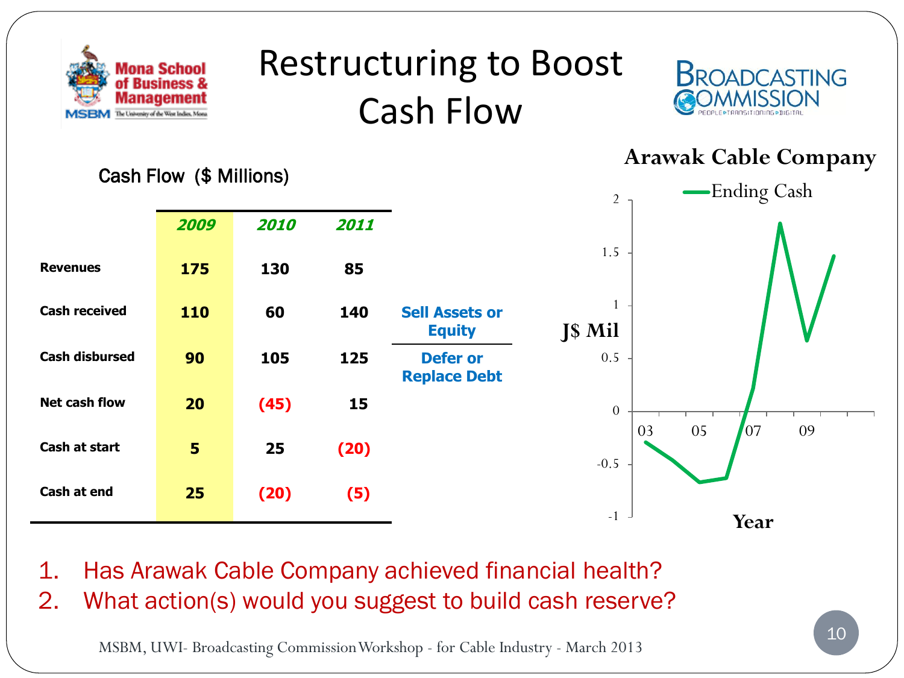# Restructuring to Boost Cash Flow

**Cash Flow ($ Millions)**

| | *2009* | *2010* | *2011* |
|---|---|---|---|
| **Revenues** | **175** | **130** | **85** |
| **Cash received** | **110** | **60** | **140** |
| **Cash disbursed** | **90** | **105** | **125** |
| **Net cash flow** | **20** | **(45)** | **15** |
| **Cash at start** | **5** | **25** | **(20)** |
| **Cash at end** | **25** | **(20)** | **(5)** |

**Sell Assets or Equity**

**Defer or Replace Debt**

**Arawak Cable Company**

Ending Cash

J$ Mil

2, 1.5, 1, 0.5, 0, -0.5, -1

03, 05, 07, 09

**Year**

1. Has Arawak Cable Company achieved financial health?
2. What action(s) would you suggest to build cash reserve?

MSBM, UWI- Broadcasting Commission Workshop - for Cable Industry - March 2013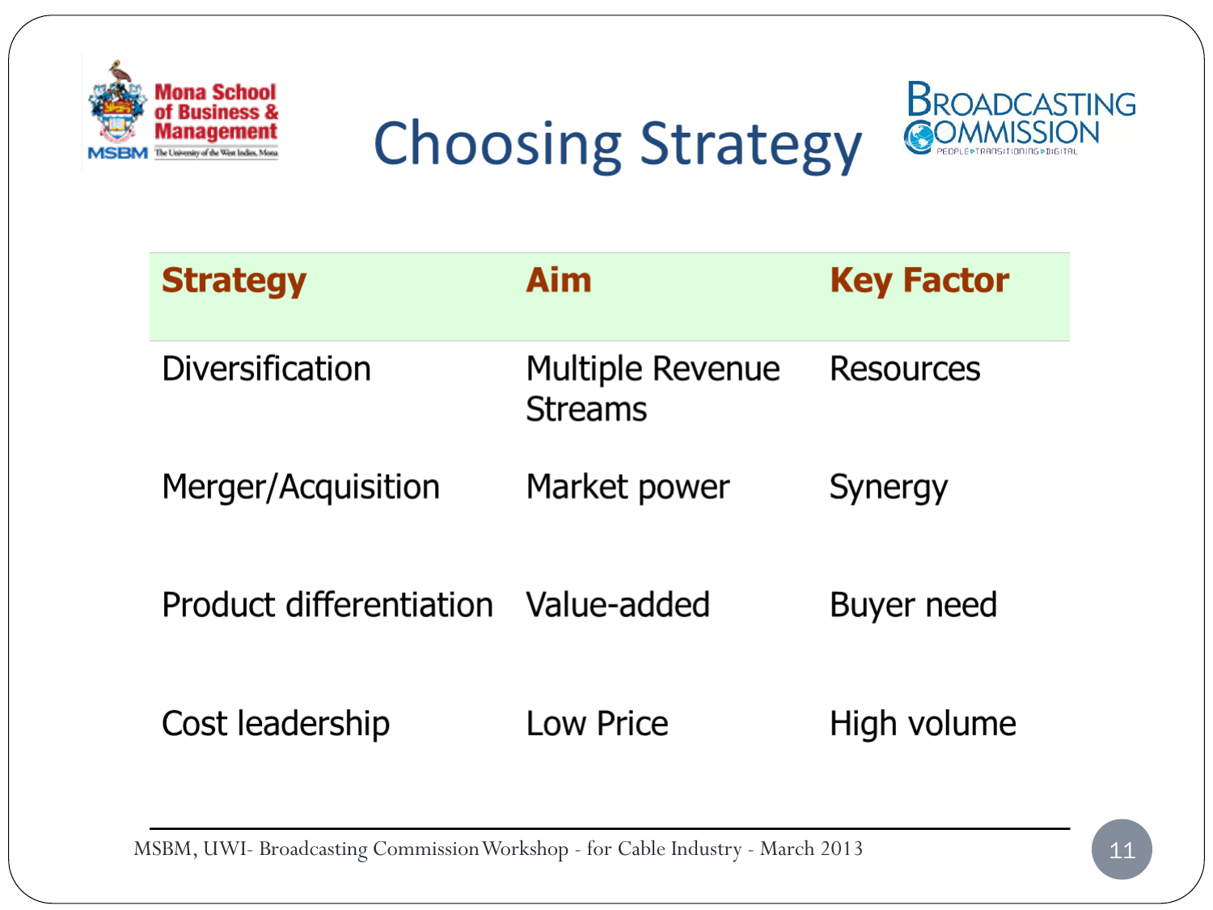# Choosing Strategy

| Strategy | Aim | Key Factor |
|---|---|---|
| Diversification | Multiple Revenue Streams | Resources |
| Merger/Acquisition | Market power | Synergy |
| Product differentiation | Value-added | Buyer need |
| Cost leadership | Low Price | High volume |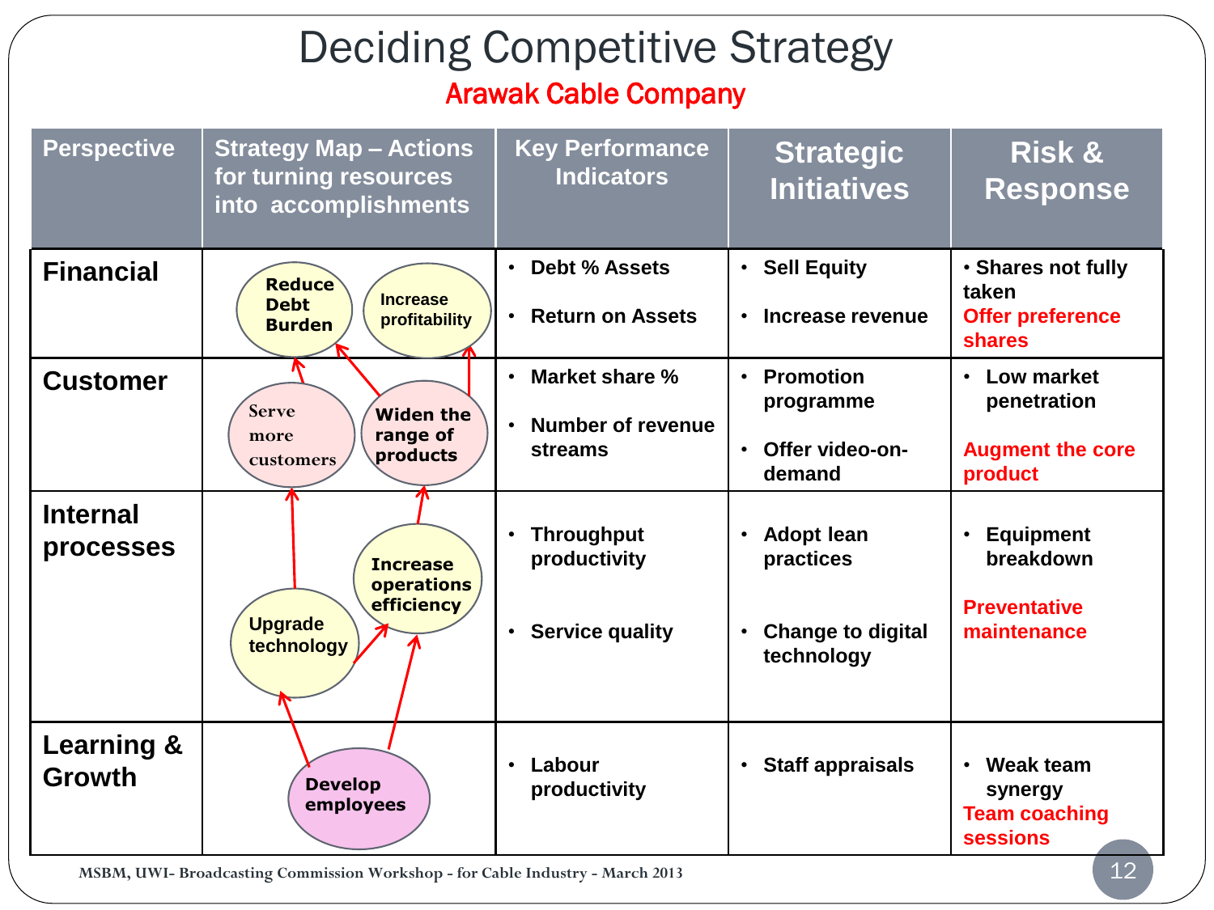# Deciding Competitive Strategy

## Arawak Cable Company

| Perspective | Strategy Map – Actions for turning resources into accomplishments | Key Performance Indicators | Strategic Initiatives | Risk & Response |
|---|---|---|---|---|
| **Financial** | Reduce Debt Burden; Increase profitability | • Debt % Assets<br>• Return on Assets | • Sell Equity<br>• Increase revenue | • Shares not fully taken<br>Offer preference shares |
| **Customer** | Serve more customers; Widen the range of products | • Market share %<br>• Number of revenue streams | • Promotion programme<br>• Offer video-on-demand | • Low market penetration<br>Augment the core product |
| **Internal processes** | Increase operations efficiency; Upgrade technology | • Throughput productivity<br>• Service quality | • Adopt lean practices<br>• Change to digital technology | • Equipment breakdown<br>Preventative maintenance |
| **Learning & Growth** | Develop employees | • Labour productivity | • Staff appraisals | • Weak team synergy<br>Team coaching sessions |

MSBM, UWI- Broadcasting Commission Workshop - for Cable Industry - March 2013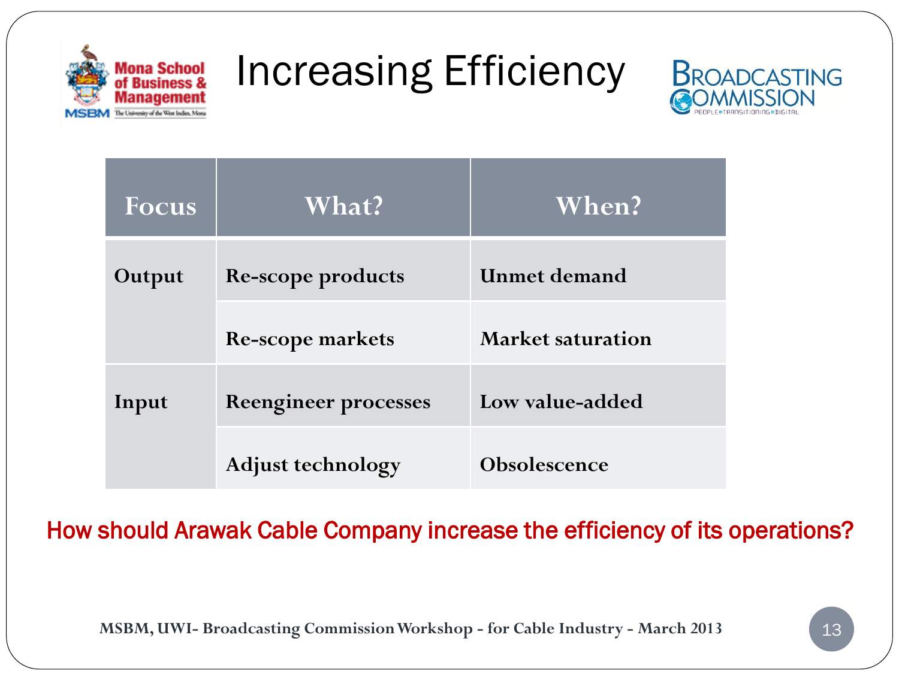# Increasing Efficiency

| Focus | What? | When? |
|---|---|---|
| Output | Re-scope products | Unmet demand |
| | Re-scope markets | Market saturation |
| Input | Reengineer processes | Low value-added |
| | Adjust technology | Obsolescence |

How should Arawak Cable Company increase the efficiency of its operations?

MSBM, UWI- Broadcasting Commission Workshop - for Cable Industry - March 2013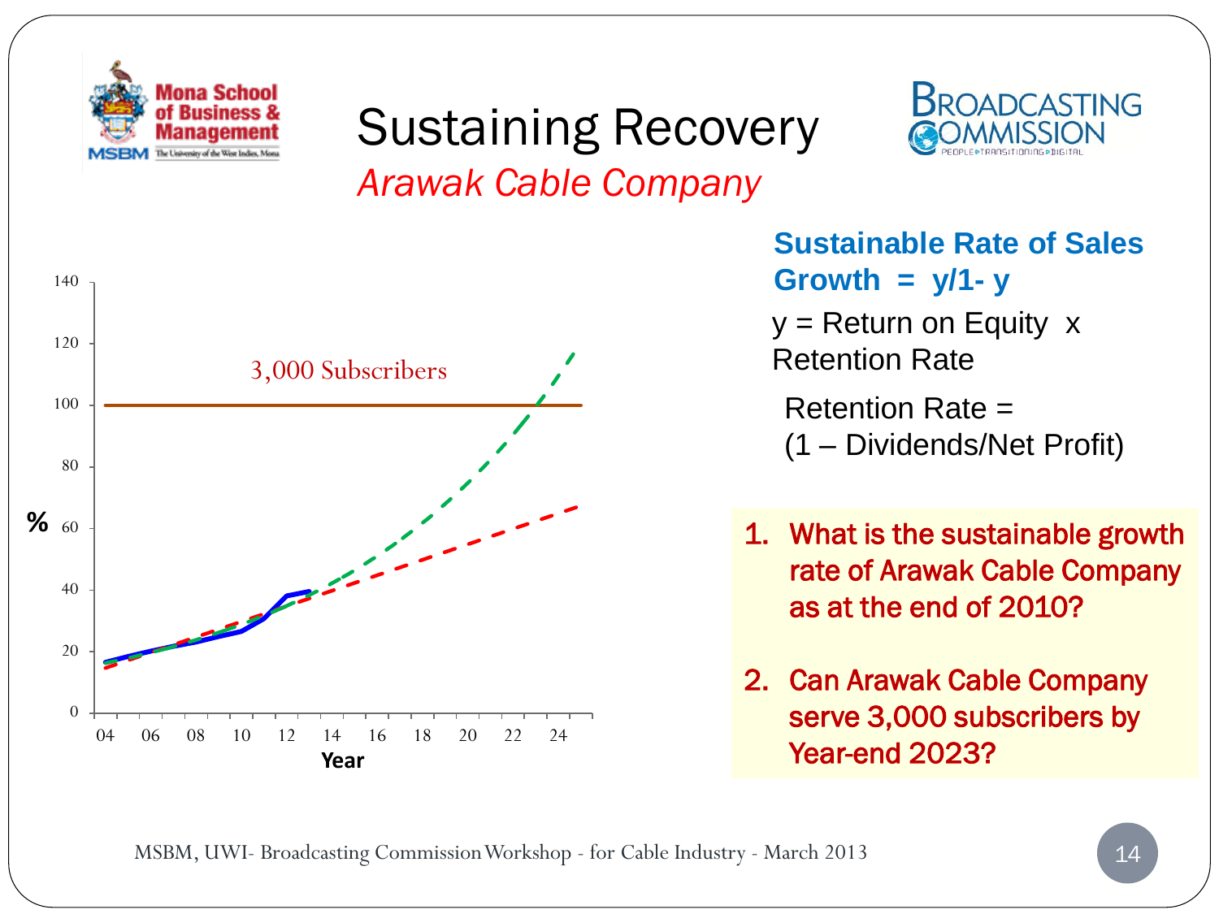# Sustaining Recovery

*Arawak Cable Company*

3,000 Subscribers

%

Year

**Sustainable Rate of Sales Growth = y/1- y**

y = Return on Equity x Retention Rate

Retention Rate = (1 – Dividends/Net Profit)

1. What is the sustainable growth rate of Arawak Cable Company as at the end of 2010?
2. Can Arawak Cable Company serve 3,000 subscribers by Year-end 2023?

MSBM, UWI- Broadcasting Commission Workshop - for Cable Industry - March 2013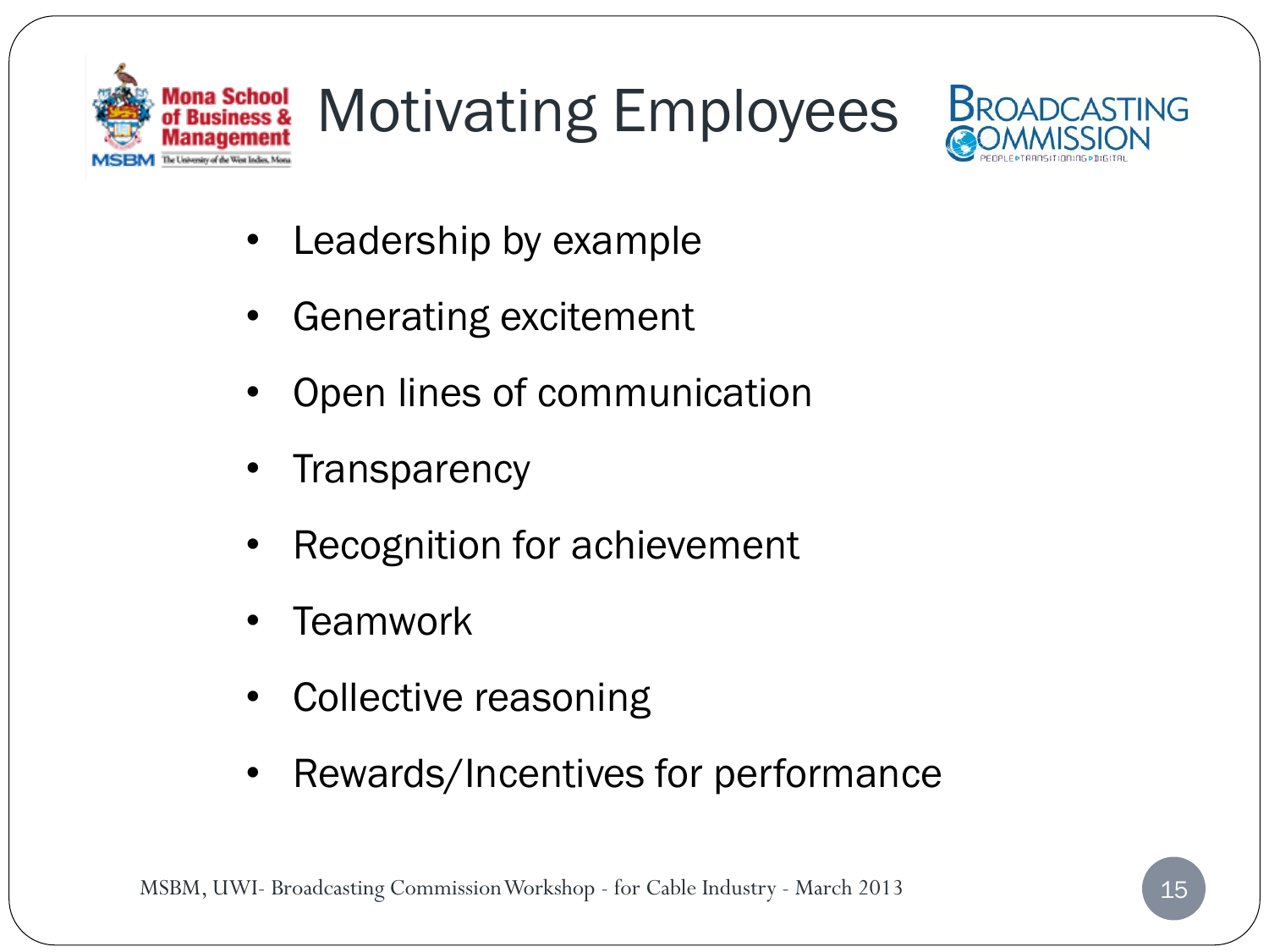# Motivating Employees

- Leadership by example
- Generating excitement
- Open lines of communication
- Transparency
- Recognition for achievement
- Teamwork
- Collective reasoning
- Rewards/Incentives for performance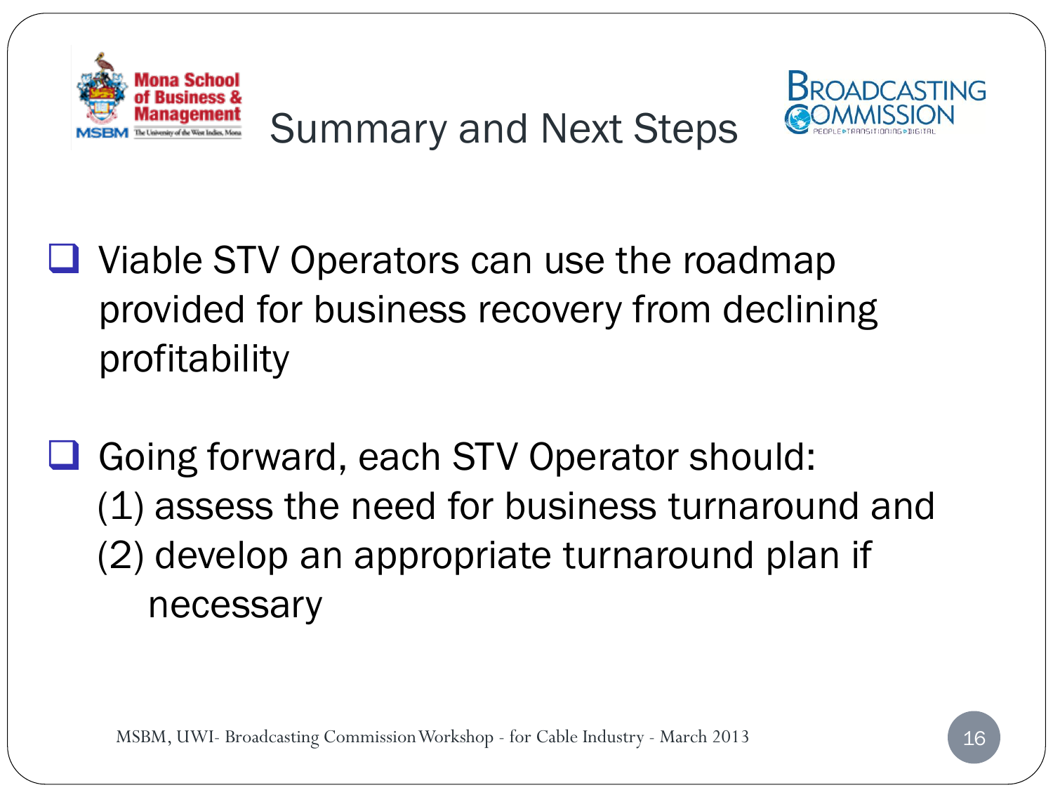# Summary and Next Steps

- Viable STV Operators can use the roadmap provided for business recovery from declining profitability

- Going forward, each STV Operator should:
  (1) assess the need for business turnaround and
  (2) develop an appropriate turnaround plan if necessary